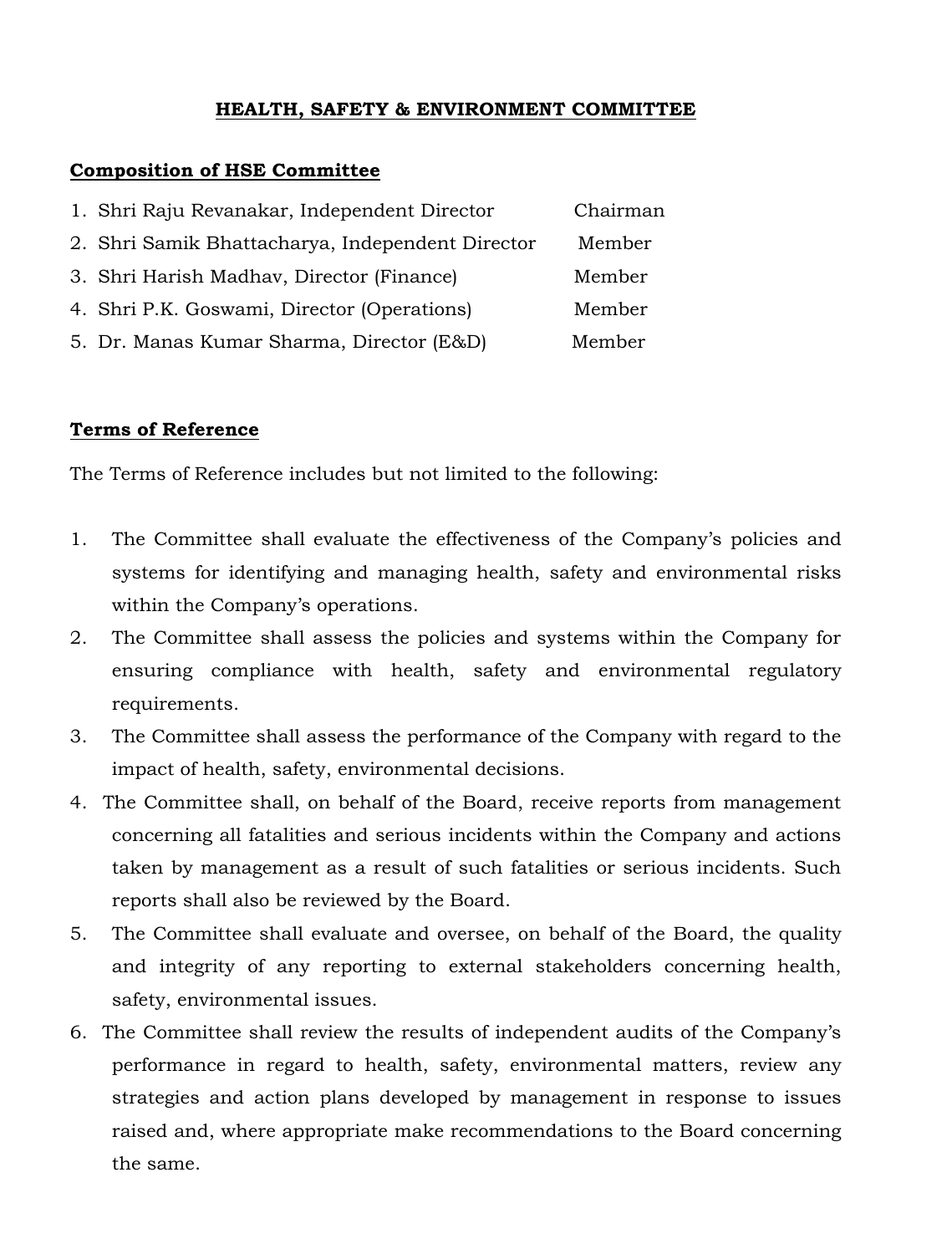# HEALTH, SAFETY & ENVIRONMENT COMMITTEE

## Composition of HSE Committee

| | | |
|---|---|---|
| 1. | Shri Raju Revanakar, Independent Director | Chairman |
| 2. | Shri Samik Bhattacharya, Independent Director | Member |
| 3. | Shri Harish Madhav, Director (Finance) | Member |
| 4. | Shri P.K. Goswami, Director (Operations) | Member |
| 5. | Dr. Manas Kumar Sharma, Director (E&D) | Member |

## Terms of Reference

The Terms of Reference includes but not limited to the following:

1. The Committee shall evaluate the effectiveness of the Company's policies and systems for identifying and managing health, safety and environmental risks within the Company's operations.
2. The Committee shall assess the policies and systems within the Company for ensuring compliance with health, safety and environmental regulatory requirements.
3. The Committee shall assess the performance of the Company with regard to the impact of health, safety, environmental decisions.
4. The Committee shall, on behalf of the Board, receive reports from management concerning all fatalities and serious incidents within the Company and actions taken by management as a result of such fatalities or serious incidents. Such reports shall also be reviewed by the Board.
5. The Committee shall evaluate and oversee, on behalf of the Board, the quality and integrity of any reporting to external stakeholders concerning health, safety, environmental issues.
6. The Committee shall review the results of independent audits of the Company's performance in regard to health, safety, environmental matters, review any strategies and action plans developed by management in response to issues raised and, where appropriate make recommendations to the Board concerning the same.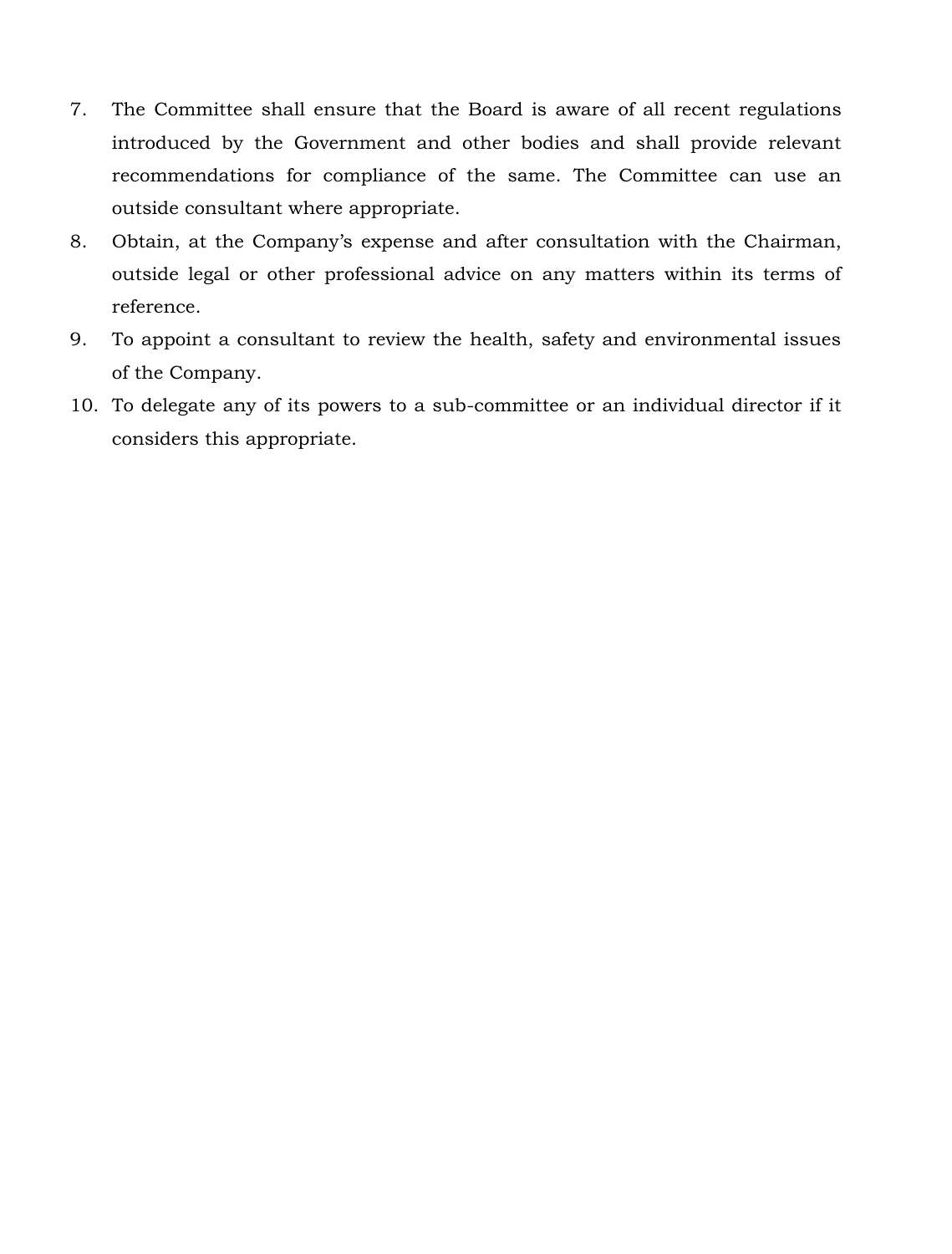7. The Committee shall ensure that the Board is aware of all recent regulations introduced by the Government and other bodies and shall provide relevant recommendations for compliance of the same. The Committee can use an outside consultant where appropriate.
8. Obtain, at the Company's expense and after consultation with the Chairman, outside legal or other professional advice on any matters within its terms of reference.
9. To appoint a consultant to review the health, safety and environmental issues of the Company.
10. To delegate any of its powers to a sub-committee or an individual director if it considers this appropriate.